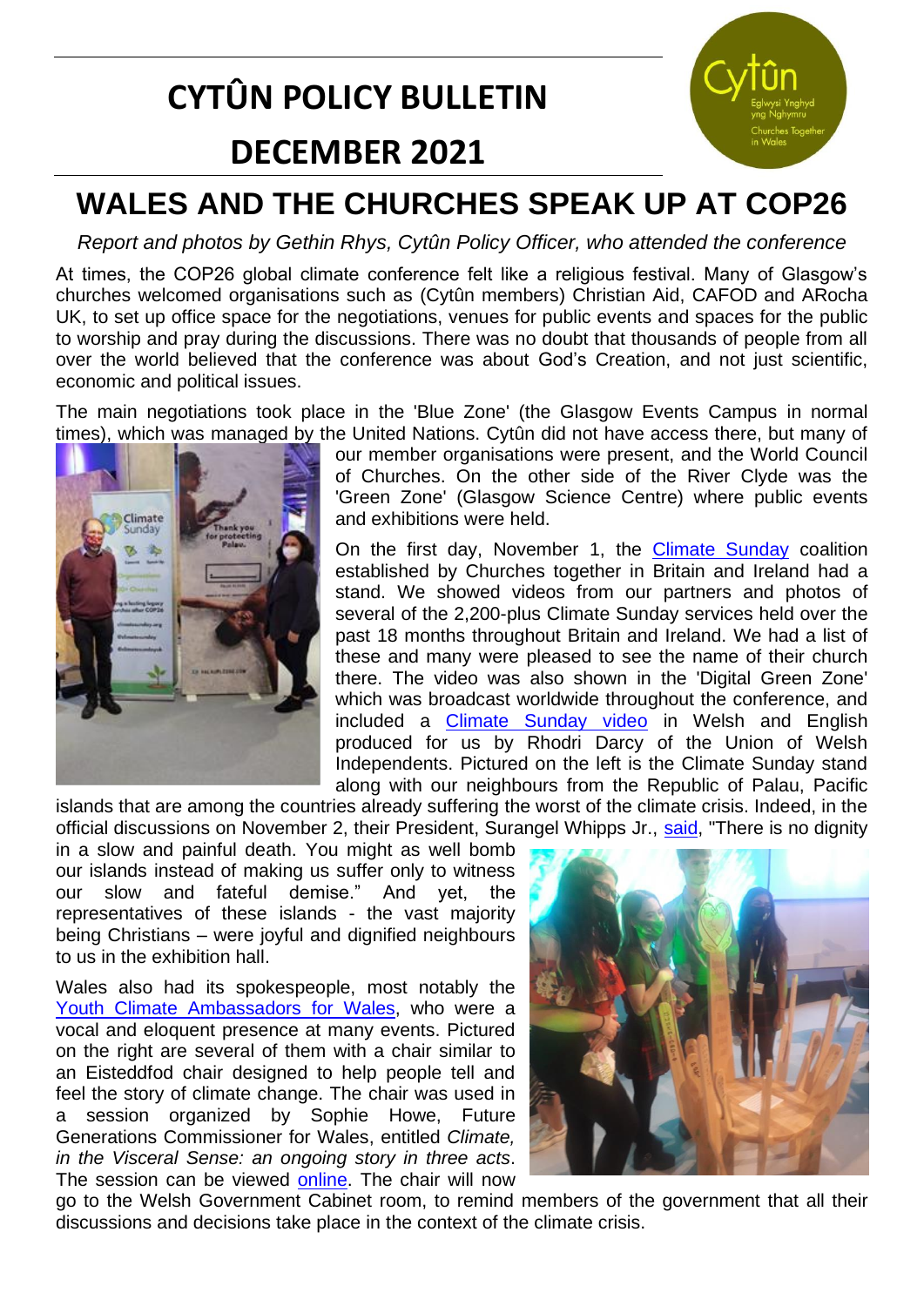# CYTÛN POLICY BULLETIN

# DECEMBER 2021

## WALES AND THE CHURCHES SPEAK UP AT COP26

*Report and photos by Gethin Rhys, Cytûn Policy Officer, who attended the conference*

At times, the COP26 global climate conference felt like a religious festival. Many of Glasgow's churches welcomed organisations such as (Cytûn members) Christian Aid, CAFOD and ARocha UK, to set up office space for the negotiations, venues for public events and spaces for the public to worship and pray during the discussions. There was no doubt that thousands of people from all over the world believed that the conference was about God's Creation, and not just scientific, economic and political issues.

The main negotiations took place in the 'Blue Zone' (the Glasgow Events Campus in normal times), which was managed by the United Nations. Cytûn did not have access there, but many of our member organisations were present, and the World Council of Churches. On the other side of the River Clyde was the 'Green Zone' (Glasgow Science Centre) where public events and exhibitions were held.

On the first day, November 1, the Climate Sunday coalition established by Churches together in Britain and Ireland had a stand. We showed videos from our partners and photos of several of the 2,200-plus Climate Sunday services held over the past 18 months throughout Britain and Ireland. We had a list of these and many were pleased to see the name of their church there. The video was also shown in the 'Digital Green Zone' which was broadcast worldwide throughout the conference, and included a Climate Sunday video in Welsh and English produced for us by Rhodri Darcy of the Union of Welsh Independents. Pictured on the left is the Climate Sunday stand along with our neighbours from the Republic of Palau, Pacific islands that are among the countries already suffering the worst of the climate crisis. Indeed, in the official discussions on November 2, their President, Surangel Whipps Jr., said, "There is no dignity in a slow and painful death. You might as well bomb our islands instead of making us suffer only to witness our slow and fateful demise." And yet, the representatives of these islands - the vast majority being Christians – were joyful and dignified neighbours to us in the exhibition hall.

Wales also had its spokespeople, most notably the Youth Climate Ambassadors for Wales, who were a vocal and eloquent presence at many events. Pictured on the right are several of them with a chair similar to an Eisteddfod chair designed to help people tell and feel the story of climate change. The chair was used in a session organized by Sophie Howe, Future Generations Commissioner for Wales, entitled *Climate, in the Visceral Sense: an ongoing story in three acts*. The session can be viewed online. The chair will now go to the Welsh Government Cabinet room, to remind members of the government that all their discussions and decisions take place in the context of the climate crisis.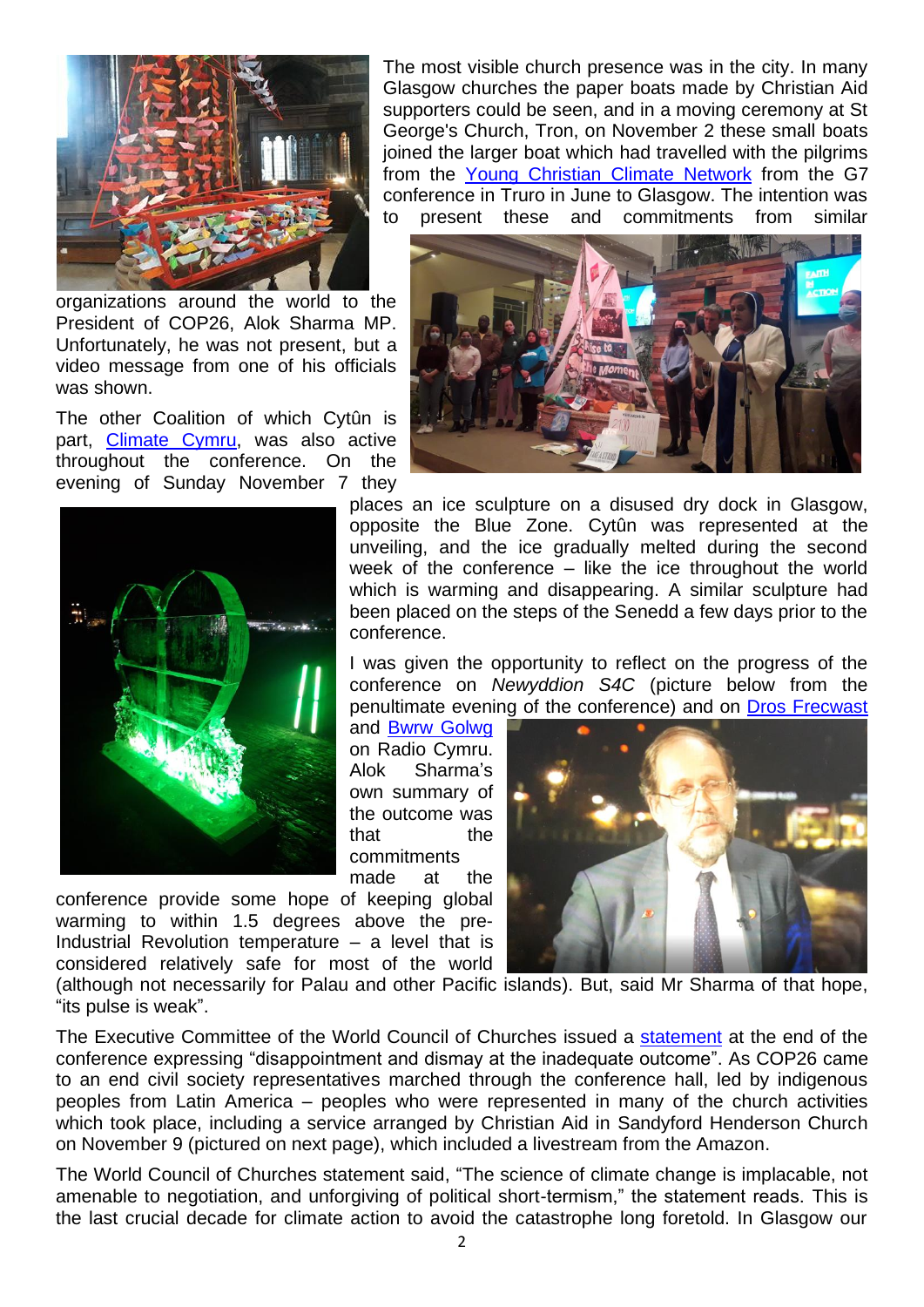The most visible church presence was in the city. In many Glasgow churches the paper boats made by Christian Aid supporters could be seen, and in a moving ceremony at St George's Church, Tron, on November 2 these small boats joined the larger boat which had travelled with the pilgrims from the Young Christian Climate Network from the G7 conference in Truro in June to Glasgow. The intention was to present these and commitments from similar organizations around the world to the President of COP26, Alok Sharma MP. Unfortunately, he was not present, but a video message from one of his officials was shown.

The other Coalition of which Cytûn is part, Climate Cymru, was also active throughout the conference. On the evening of Sunday November 7 they places an ice sculpture on a disused dry dock in Glasgow, opposite the Blue Zone. Cytûn was represented at the unveiling, and the ice gradually melted during the second week of the conference – like the ice throughout the world which is warming and disappearing. A similar sculpture had been placed on the steps of the Senedd a few days prior to the conference.

I was given the opportunity to reflect on the progress of the conference on *Newyddion S4C* (picture below from the penultimate evening of the conference) and on Dros Frecwast and Bwrw Golwg on Radio Cymru. Alok Sharma's own summary of the outcome was that the commitments made at the conference provide some hope of keeping global warming to within 1.5 degrees above the pre-Industrial Revolution temperature – a level that is considered relatively safe for most of the world (although not necessarily for Palau and other Pacific islands). But, said Mr Sharma of that hope, "its pulse is weak".

The Executive Committee of the World Council of Churches issued a statement at the end of the conference expressing "disappointment and dismay at the inadequate outcome". As COP26 came to an end civil society representatives marched through the conference hall, led by indigenous peoples from Latin America – peoples who were represented in many of the church activities which took place, including a service arranged by Christian Aid in Sandyford Henderson Church on November 9 (pictured on next page), which included a livestream from the Amazon.

The World Council of Churches statement said, "The science of climate change is implacable, not amenable to negotiation, and unforgiving of political short-termism," the statement reads. This is the last crucial decade for climate action to avoid the catastrophe long foretold. In Glasgow our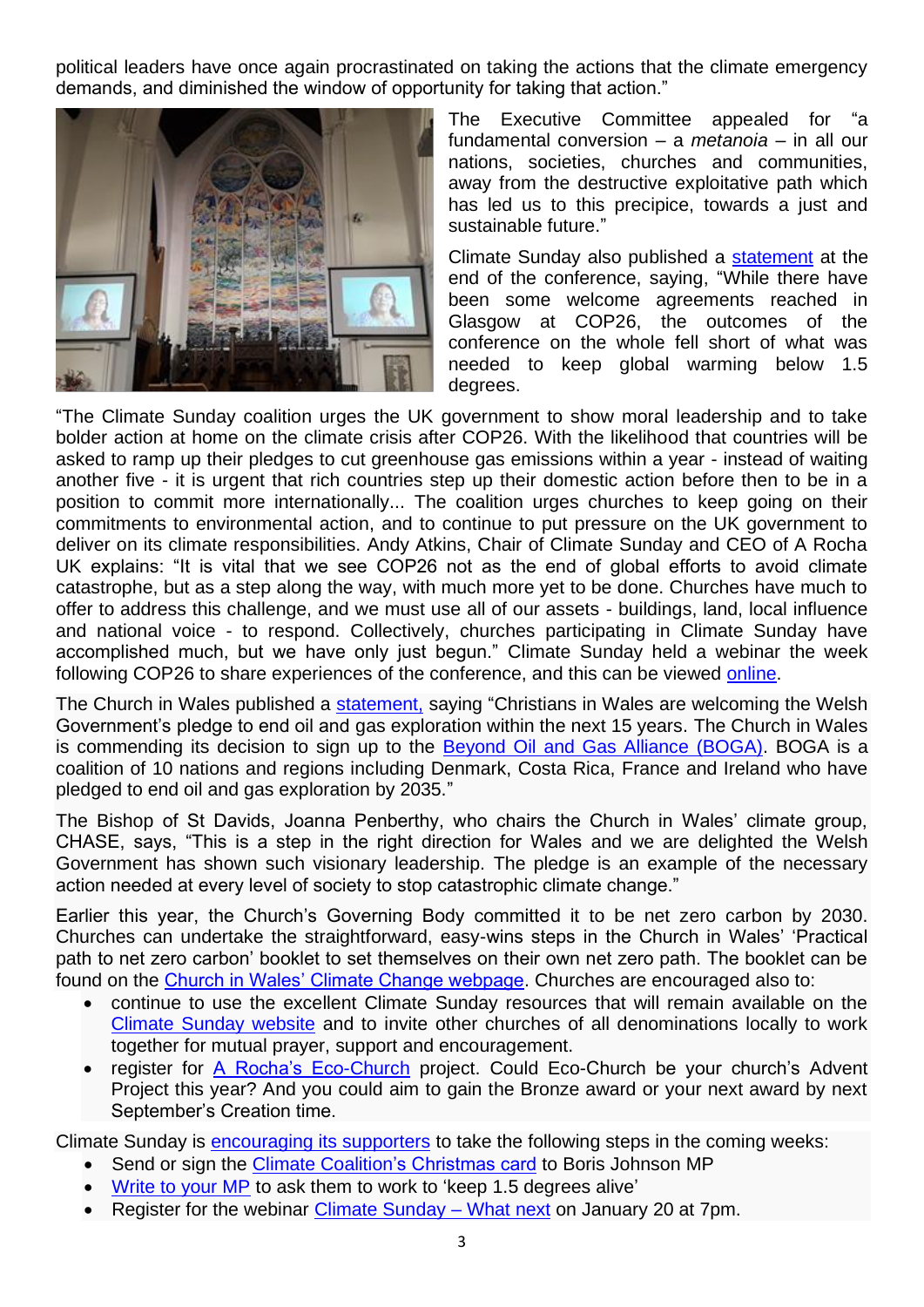political leaders have once again procrastinated on taking the actions that the climate emergency demands, and diminished the window of opportunity for taking that action."

The Executive Committee appealed for "a fundamental conversion – a *metanoia* – in all our nations, societies, churches and communities, away from the destructive exploitative path which has led us to this precipice, towards a just and sustainable future."

Climate Sunday also published a statement at the end of the conference, saying, "While there have been some welcome agreements reached in Glasgow at COP26, the outcomes of the conference on the whole fell short of what was needed to keep global warming below 1.5 degrees.

"The Climate Sunday coalition urges the UK government to show moral leadership and to take bolder action at home on the climate crisis after COP26. With the likelihood that countries will be asked to ramp up their pledges to cut greenhouse gas emissions within a year - instead of waiting another five - it is urgent that rich countries step up their domestic action before then to be in a position to commit more internationally... The coalition urges churches to keep going on their commitments to environmental action, and to continue to put pressure on the UK government to deliver on its climate responsibilities. Andy Atkins, Chair of Climate Sunday and CEO of A Rocha UK explains: "It is vital that we see COP26 not as the end of global efforts to avoid climate catastrophe, but as a step along the way, with much more yet to be done. Churches have much to offer to address this challenge, and we must use all of our assets - buildings, land, local influence and national voice - to respond. Collectively, churches participating in Climate Sunday have accomplished much, but we have only just begun." Climate Sunday held a webinar the week following COP26 to share experiences of the conference, and this can be viewed online.

The Church in Wales published a statement, saying "Christians in Wales are welcoming the Welsh Government's pledge to end oil and gas exploration within the next 15 years. The Church in Wales is commending its decision to sign up to the Beyond Oil and Gas Alliance (BOGA). BOGA is a coalition of 10 nations and regions including Denmark, Costa Rica, France and Ireland who have pledged to end oil and gas exploration by 2035."

The Bishop of St Davids, Joanna Penberthy, who chairs the Church in Wales' climate group, CHASE, says, "This is a step in the right direction for Wales and we are delighted the Welsh Government has shown such visionary leadership. The pledge is an example of the necessary action needed at every level of society to stop catastrophic climate change."

Earlier this year, the Church's Governing Body committed it to be net zero carbon by 2030. Churches can undertake the straightforward, easy-wins steps in the Church in Wales' 'Practical path to net zero carbon' booklet to set themselves on their own net zero path. The booklet can be found on the Church in Wales' Climate Change webpage. Churches are encouraged also to:

- continue to use the excellent Climate Sunday resources that will remain available on the Climate Sunday website and to invite other churches of all denominations locally to work together for mutual prayer, support and encouragement.
- register for A Rocha's Eco-Church project. Could Eco-Church be your church's Advent Project this year? And you could aim to gain the Bronze award or your next award by next September's Creation time.

Climate Sunday is encouraging its supporters to take the following steps in the coming weeks:

- Send or sign the Climate Coalition's Christmas card to Boris Johnson MP
- Write to your MP to ask them to work to 'keep 1.5 degrees alive'
- Register for the webinar Climate Sunday – What next on January 20 at 7pm.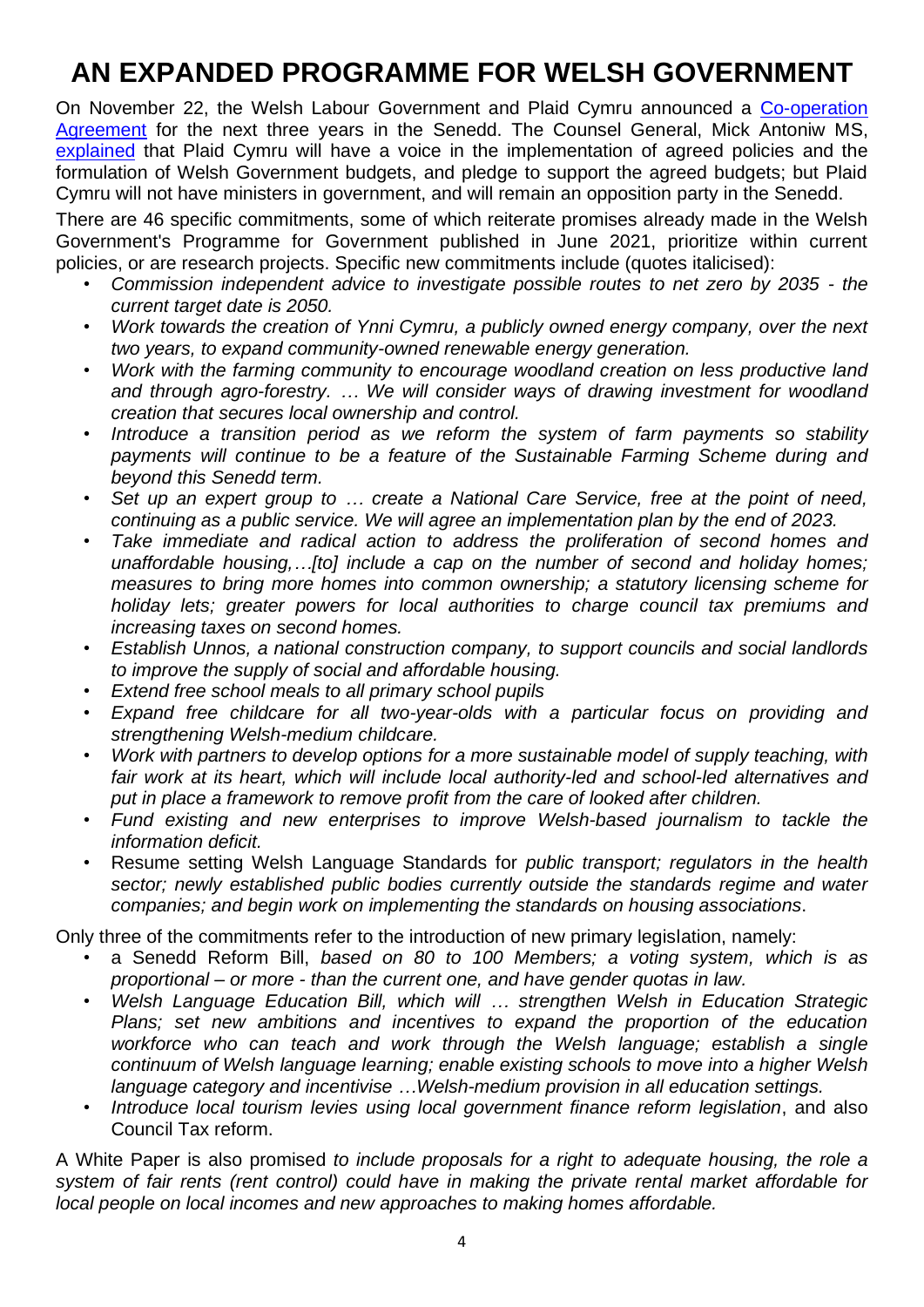# AN EXPANDED PROGRAMME FOR WELSH GOVERNMENT

On November 22, the Welsh Labour Government and Plaid Cymru announced a Co-operation Agreement for the next three years in the Senedd. The Counsel General, Mick Antoniw MS, explained that Plaid Cymru will have a voice in the implementation of agreed policies and the formulation of Welsh Government budgets, and pledge to support the agreed budgets; but Plaid Cymru will not have ministers in government, and will remain an opposition party in the Senedd.

There are 46 specific commitments, some of which reiterate promises already made in the Welsh Government's Programme for Government published in June 2021, prioritize within current policies, or are research projects. Specific new commitments include (quotes italicised):

- *Commission independent advice to investigate possible routes to net zero by 2035 - the current target date is 2050.*
- *Work towards the creation of Ynni Cymru, a publicly owned energy company, over the next two years, to expand community-owned renewable energy generation.*
- *Work with the farming community to encourage woodland creation on less productive land and through agro-forestry. … We will consider ways of drawing investment for woodland creation that secures local ownership and control.*
- *Introduce a transition period as we reform the system of farm payments so stability payments will continue to be a feature of the Sustainable Farming Scheme during and beyond this Senedd term.*
- *Set up an expert group to … create a National Care Service, free at the point of need, continuing as a public service. We will agree an implementation plan by the end of 2023.*
- *Take immediate and radical action to address the proliferation of second homes and unaffordable housing,…[to] include a cap on the number of second and holiday homes; measures to bring more homes into common ownership; a statutory licensing scheme for holiday lets; greater powers for local authorities to charge council tax premiums and increasing taxes on second homes.*
- *Establish Unnos, a national construction company, to support councils and social landlords to improve the supply of social and affordable housing.*
- *Extend free school meals to all primary school pupils*
- *Expand free childcare for all two-year-olds with a particular focus on providing and strengthening Welsh-medium childcare.*
- *Work with partners to develop options for a more sustainable model of supply teaching, with fair work at its heart, which will include local authority-led and school-led alternatives and put in place a framework to remove profit from the care of looked after children.*
- *Fund existing and new enterprises to improve Welsh-based journalism to tackle the information deficit.*
- Resume setting Welsh Language Standards for *public transport; regulators in the health sector; newly established public bodies currently outside the standards regime and water companies; and begin work on implementing the standards on housing associations*.

Only three of the commitments refer to the introduction of new primary legislation, namely:

- a Senedd Reform Bill, *based on 80 to 100 Members; a voting system, which is as proportional – or more - than the current one, and have gender quotas in law.*
- *Welsh Language Education Bill, which will … strengthen Welsh in Education Strategic Plans; set new ambitions and incentives to expand the proportion of the education workforce who can teach and work through the Welsh language; establish a single continuum of Welsh language learning; enable existing schools to move into a higher Welsh language category and incentivise …Welsh-medium provision in all education settings.*
- *Introduce local tourism levies using local government finance reform legislation*, and also Council Tax reform.

A White Paper is also promised *to include proposals for a right to adequate housing, the role a system of fair rents (rent control) could have in making the private rental market affordable for local people on local incomes and new approaches to making homes affordable.*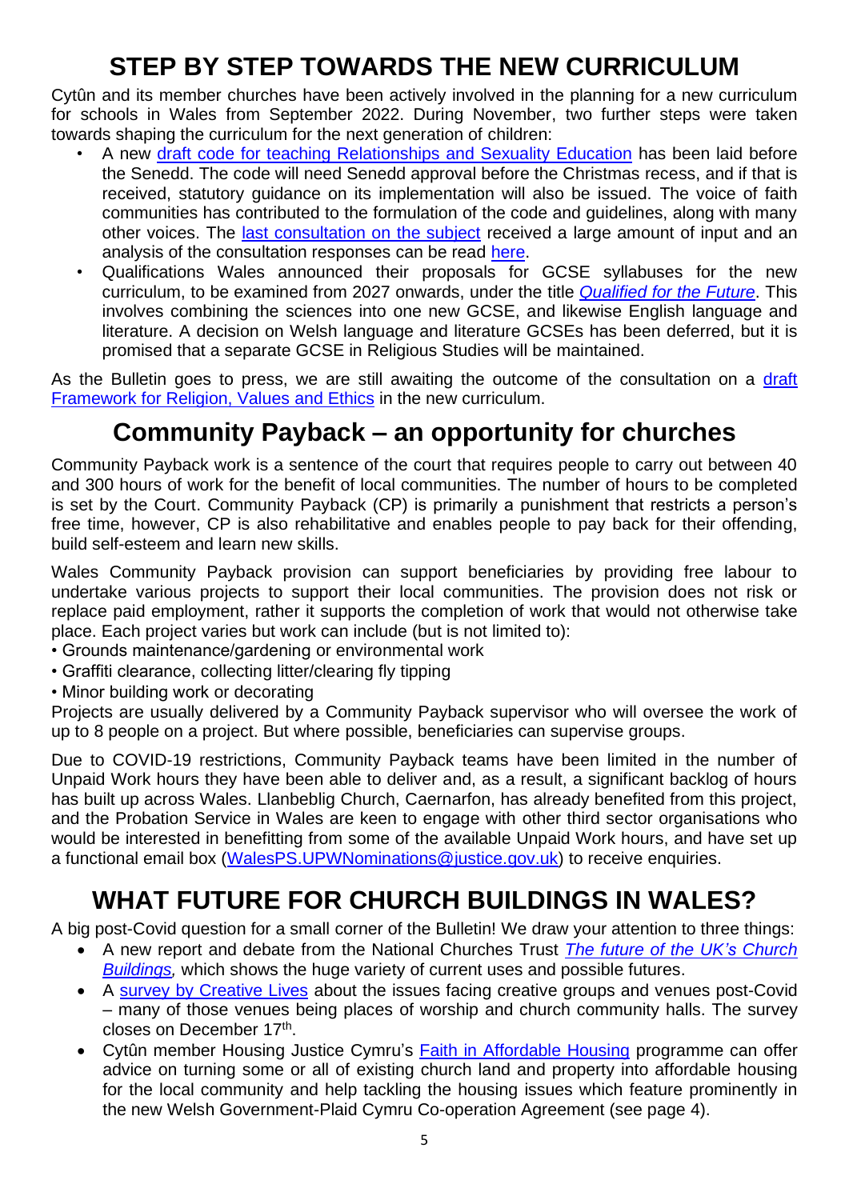# STEP BY STEP TOWARDS THE NEW CURRICULUM

Cytûn and its member churches have been actively involved in the planning for a new curriculum for schools in Wales from September 2022. During November, two further steps were taken towards shaping the curriculum for the next generation of children:

- A new draft code for teaching Relationships and Sexuality Education has been laid before the Senedd. The code will need Senedd approval before the Christmas recess, and if that is received, statutory guidance on its implementation will also be issued. The voice of faith communities has contributed to the formulation of the code and guidelines, along with many other voices. The last consultation on the subject received a large amount of input and an analysis of the consultation responses can be read here.
- Qualifications Wales announced their proposals for GCSE syllabuses for the new curriculum, to be examined from 2027 onwards, under the title *Qualified for the Future*. This involves combining the sciences into one new GCSE, and likewise English language and literature. A decision on Welsh language and literature GCSEs has been deferred, but it is promised that a separate GCSE in Religious Studies will be maintained.

As the Bulletin goes to press, we are still awaiting the outcome of the consultation on a draft Framework for Religion, Values and Ethics in the new curriculum.

# Community Payback – an opportunity for churches

Community Payback work is a sentence of the court that requires people to carry out between 40 and 300 hours of work for the benefit of local communities. The number of hours to be completed is set by the Court. Community Payback (CP) is primarily a punishment that restricts a person's free time, however, CP is also rehabilitative and enables people to pay back for their offending, build self-esteem and learn new skills.

Wales Community Payback provision can support beneficiaries by providing free labour to undertake various projects to support their local communities. The provision does not risk or replace paid employment, rather it supports the completion of work that would not otherwise take place. Each project varies but work can include (but is not limited to):

- Grounds maintenance/gardening or environmental work
- Graffiti clearance, collecting litter/clearing fly tipping
- Minor building work or decorating

Projects are usually delivered by a Community Payback supervisor who will oversee the work of up to 8 people on a project. But where possible, beneficiaries can supervise groups.

Due to COVID-19 restrictions, Community Payback teams have been limited in the number of Unpaid Work hours they have been able to deliver and, as a result, a significant backlog of hours has built up across Wales. Llanbeblig Church, Caernarfon, has already benefited from this project, and the Probation Service in Wales are keen to engage with other third sector organisations who would be interested in benefitting from some of the available Unpaid Work hours, and have set up a functional email box (WalesPS.UPWNominations@justice.gov.uk) to receive enquiries.

# WHAT FUTURE FOR CHURCH BUILDINGS IN WALES?

A big post-Covid question for a small corner of the Bulletin! We draw your attention to three things:

- A new report and debate from the National Churches Trust *The future of the UK's Church Buildings,* which shows the huge variety of current uses and possible futures.
- A survey by Creative Lives about the issues facing creative groups and venues post-Covid – many of those venues being places of worship and church community halls. The survey closes on December 17th.
- Cytûn member Housing Justice Cymru's Faith in Affordable Housing programme can offer advice on turning some or all of existing church land and property into affordable housing for the local community and help tackling the housing issues which feature prominently in the new Welsh Government-Plaid Cymru Co-operation Agreement (see page 4).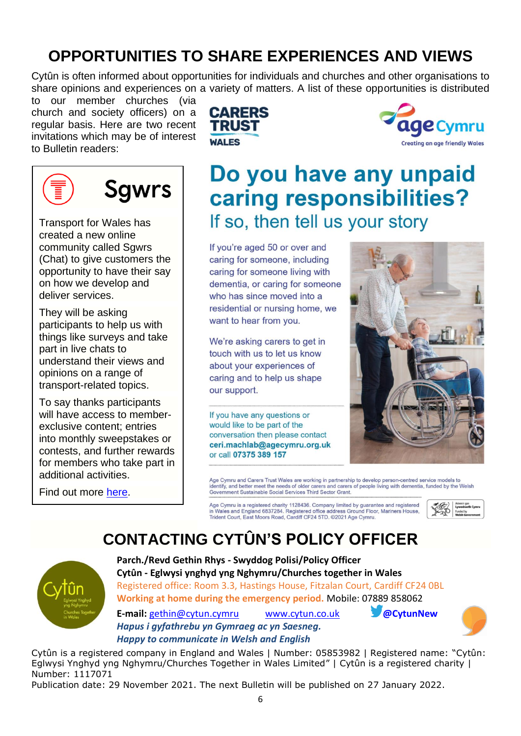# OPPORTUNITIES TO SHARE EXPERIENCES AND VIEWS

Cytûn is often informed about opportunities for individuals and churches and other organisations to share opinions and experiences on a variety of matters. A list of these opportunities is distributed to our member churches (via church and society officers) on a regular basis. Here are two recent invitations which may be of interest to Bulletin readers:

## Sgwrs

Transport for Wales has created a new online community called Sgwrs (Chat) to give customers the opportunity to have their say on how we develop and deliver services.

They will be asking participants to help us with things like surveys and take part in live chats to understand their views and opinions on a range of transport-related topics.

To say thanks participants will have access to member-exclusive content; entries into monthly sweepstakes or contests, and further rewards for members who take part in additional activities.

Find out more [here](here).

CARERS TRUST WALES

age Cymru — Creating an age friendly Wales

## Do you have any unpaid caring responsibilities?

### If so, then tell us your story

If you're aged 50 or over and caring for someone, including caring for someone living with dementia, or caring for someone who has since moved into a residential or nursing home, we want to hear from you.

We're asking carers to get in touch with us to let us know about your experiences of caring and to help us shape our support.

If you have any questions or would like to be part of the conversation then please contact **ceri.machlab@agecymru.org.uk** or call **07375 389 157**

Age Cymru and Carers Trust Wales are working in partnership to develop person-centred service models to identify, and better meet the needs of older carers and carers of people living with dementia, funded by the Welsh Government Sustainable Social Services Third Sector Grant.

Age Cymru is a registered charity 1128436. Company limited by guarantee and registered in Wales and England 6837284. Registered office address Ground Floor, Mariners House, Trident Court, East Moors Road, Cardiff CF24 5TD. ©2021 Age Cymru.

Ariennir gan Lywodraeth Cymru / Funded by Welsh Government

# CONTACTING CYTÛN'S POLICY OFFICER

**Parch./Revd Gethin Rhys - Swyddog Polisi/Policy Officer**
**Cytûn - Eglwysi ynghyd yng Nghymru/Churches together in Wales**
Registered office: Room 3.3, Hastings House, Fitzalan Court, Cardiff CF24 0BL
**Working at home during the emergency period.** Mobile: 07889 858062
**E-mail:** gethin@cytun.cymru www.cytun.co.uk **@CytunNew**
***Hapus i gyfathrebu yn Gymraeg ac yn Saesneg.***
***Happy to communicate in Welsh and English***

Cytûn is a registered company in England and Wales | Number: 05853982 | Registered name: "Cytûn: Eglwysi Ynghyd yng Nghymru/Churches Together in Wales Limited" | Cytûn is a registered charity | Number: 1117071

Publication date: 29 November 2021. The next Bulletin will be published on 27 January 2022.